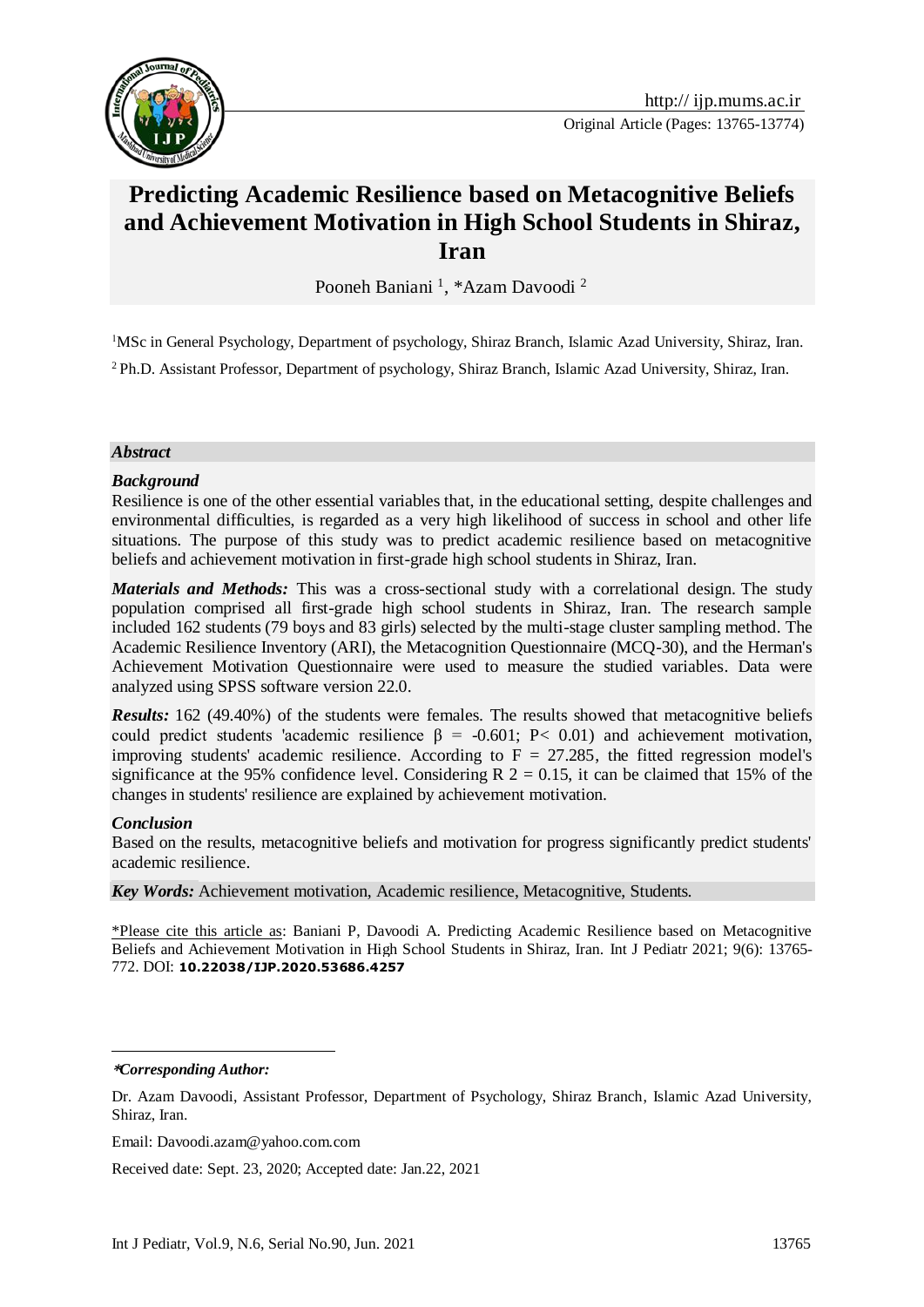# Predicting Academic Resilience based on Metacognitive Beliefs and Achievement Motivation in High School Students in Shiraz, Iran

Pooneh Baniani [1], *Azam Davoodi [2]

[1]MSc in General Psychology, Department of psychology, Shiraz Branch, Islamic Azad University, Shiraz, Iran.

[2] Ph.D. Assistant Professor, Department of psychology, Shiraz Branch, Islamic Azad University, Shiraz, Iran.

## *Abstract*

### *Background*

Resilience is one of the other essential variables that, in the educational setting, despite challenges and environmental difficulties, is regarded as a very high likelihood of success in school and other life situations. The purpose of this study was to predict academic resilience based on metacognitive beliefs and achievement motivation in first-grade high school students in Shiraz, Iran.

***Materials and Methods:*** This was a cross-sectional study with a correlational design. The study population comprised all first-grade high school students in Shiraz, Iran. The research sample included 162 students (79 boys and 83 girls) selected by the multi-stage cluster sampling method. The Academic Resilience Inventory (ARI), the Metacognition Questionnaire (MCQ-30), and the Herman's Achievement Motivation Questionnaire were used to measure the studied variables. Data were analyzed using SPSS software version 22.0.

***Results:*** 162 (49.40%) of the students were females. The results showed that metacognitive beliefs could predict students 'academic resilience $\beta = -0.601$; $P < 0.01$) and achievement motivation, improving students' academic resilience. According to $F = 27.285$, the fitted regression model's significance at the 95% confidence level. Considering $R^2 = 0.15$, it can be claimed that 15% of the changes in students' resilience are explained by achievement motivation.

### *Conclusion*

Based on the results, metacognitive beliefs and motivation for progress significantly predict students' academic resilience.

***Key Words:*** Achievement motivation, Academic resilience, Metacognitive, Students.

\*Please cite this article as: Baniani P, Davoodi A. Predicting Academic Resilience based on Metacognitive Beliefs and Achievement Motivation in High School Students in Shiraz, Iran. Int J Pediatr 2021; 9(6): 13765-772. DOI: **10.22038/IJP.2020.53686.4257**

---

***Corresponding Author:***

Dr. Azam Davoodi, Assistant Professor, Department of Psychology, Shiraz Branch, Islamic Azad University, Shiraz, Iran.

Email: Davoodi.azam@yahoo.com.com

Received date: Sept. 23, 2020; Accepted date: Jan.22, 2021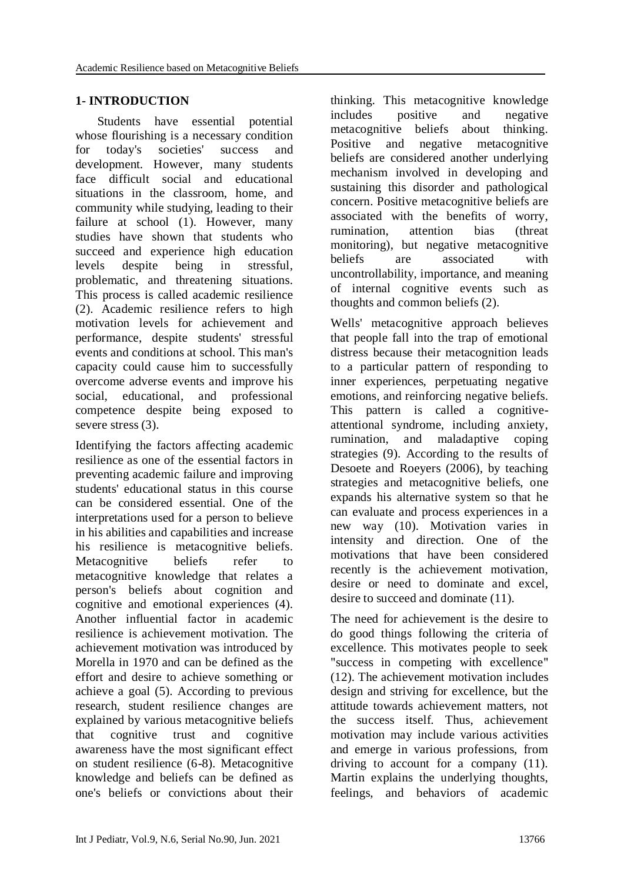## 1- INTRODUCTION

Students have essential potential whose flourishing is a necessary condition for today's societies' success and development. However, many students face difficult social and educational situations in the classroom, home, and community while studying, leading to their failure at school (1). However, many studies have shown that students who succeed and experience high education levels despite being in stressful, problematic, and threatening situations. This process is called academic resilience (2). Academic resilience refers to high motivation levels for achievement and performance, despite students' stressful events and conditions at school. This man's capacity could cause him to successfully overcome adverse events and improve his social, educational, and professional competence despite being exposed to severe stress (3).

Identifying the factors affecting academic resilience as one of the essential factors in preventing academic failure and improving students' educational status in this course can be considered essential. One of the interpretations used for a person to believe in his abilities and capabilities and increase his resilience is metacognitive beliefs. Metacognitive beliefs refer to metacognitive knowledge that relates a person's beliefs about cognition and cognitive and emotional experiences (4). Another influential factor in academic resilience is achievement motivation. The achievement motivation was introduced by Morella in 1970 and can be defined as the effort and desire to achieve something or achieve a goal (5). According to previous research, student resilience changes are explained by various metacognitive beliefs that cognitive trust and cognitive awareness have the most significant effect on student resilience (6-8). Metacognitive knowledge and beliefs can be defined as one's beliefs or convictions about their thinking. This metacognitive knowledge includes positive and negative metacognitive beliefs about thinking. Positive and negative metacognitive beliefs are considered another underlying mechanism involved in developing and sustaining this disorder and pathological concern. Positive metacognitive beliefs are associated with the benefits of worry, rumination, attention bias (threat monitoring), but negative metacognitive beliefs are associated with uncontrollability, importance, and meaning of internal cognitive events such as thoughts and common beliefs (2).

Wells' metacognitive approach believes that people fall into the trap of emotional distress because their metacognition leads to a particular pattern of responding to inner experiences, perpetuating negative emotions, and reinforcing negative beliefs. This pattern is called a cognitive-attentional syndrome, including anxiety, rumination, and maladaptive coping strategies (9). According to the results of Desoete and Roeyers (2006), by teaching strategies and metacognitive beliefs, one expands his alternative system so that he can evaluate and process experiences in a new way (10). Motivation varies in intensity and direction. One of the motivations that have been considered recently is the achievement motivation, desire or need to dominate and excel, desire to succeed and dominate (11).

The need for achievement is the desire to do good things following the criteria of excellence. This motivates people to seek "success in competing with excellence" (12). The achievement motivation includes design and striving for excellence, but the attitude towards achievement matters, not the success itself. Thus, achievement motivation may include various activities and emerge in various professions, from driving to account for a company (11). Martin explains the underlying thoughts, feelings, and behaviors of academic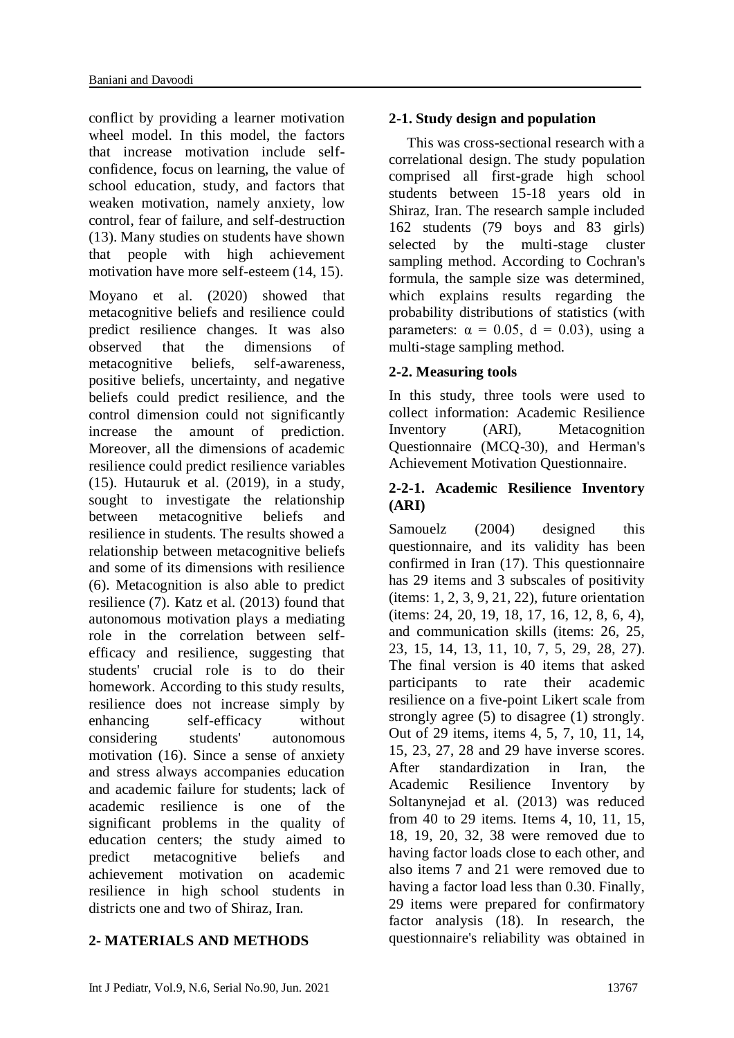conflict by providing a learner motivation wheel model. In this model, the factors that increase motivation include self-confidence, focus on learning, the value of school education, study, and factors that weaken motivation, namely anxiety, low control, fear of failure, and self-destruction (13). Many studies on students have shown that people with high achievement motivation have more self-esteem (14, 15).

Moyano et al. (2020) showed that metacognitive beliefs and resilience could predict resilience changes. It was also observed that the dimensions of metacognitive beliefs, self-awareness, positive beliefs, uncertainty, and negative beliefs could predict resilience, and the control dimension could not significantly increase the amount of prediction. Moreover, all the dimensions of academic resilience could predict resilience variables (15). Hutauruk et al. (2019), in a study, sought to investigate the relationship between metacognitive beliefs and resilience in students. The results showed a relationship between metacognitive beliefs and some of its dimensions with resilience (6). Metacognition is also able to predict resilience (7). Katz et al. (2013) found that autonomous motivation plays a mediating role in the correlation between self-efficacy and resilience, suggesting that students' crucial role is to do their homework. According to this study results, resilience does not increase simply by enhancing self-efficacy without considering students' autonomous motivation (16). Since a sense of anxiety and stress always accompanies education and academic failure for students; lack of academic resilience is one of the significant problems in the quality of education centers; the study aimed to predict metacognitive beliefs and achievement motivation on academic resilience in high school students in districts one and two of Shiraz, Iran.

## 2- MATERIALS AND METHODS

### 2-1. Study design and population

This was cross-sectional research with a correlational design. The study population comprised all first-grade high school students between 15-18 years old in Shiraz, Iran. The research sample included 162 students (79 boys and 83 girls) selected by the multi-stage cluster sampling method. According to Cochran's formula, the sample size was determined, which explains results regarding the probability distributions of statistics (with parameters: $\alpha = 0.05$, $d = 0.03$), using a multi-stage sampling method.

### 2-2. Measuring tools

In this study, three tools were used to collect information: Academic Resilience Inventory (ARI), Metacognition Questionnaire (MCQ-30), and Herman's Achievement Motivation Questionnaire.

#### 2-2-1. Academic Resilience Inventory (ARI)

Samouelz (2004) designed this questionnaire, and its validity has been confirmed in Iran (17). This questionnaire has 29 items and 3 subscales of positivity (items: 1, 2, 3, 9, 21, 22), future orientation (items: 24, 20, 19, 18, 17, 16, 12, 8, 6, 4), and communication skills (items: 26, 25, 23, 15, 14, 13, 11, 10, 7, 5, 29, 28, 27). The final version is 40 items that asked participants to rate their academic resilience on a five-point Likert scale from strongly agree (5) to disagree (1) strongly. Out of 29 items, items 4, 5, 7, 10, 11, 14, 15, 23, 27, 28 and 29 have inverse scores. After standardization in Iran, the Academic Resilience Inventory by Soltanynejad et al. (2013) was reduced from 40 to 29 items. Items 4, 10, 11, 15, 18, 19, 20, 32, 38 were removed due to having factor loads close to each other, and also items 7 and 21 were removed due to having a factor load less than 0.30. Finally, 29 items were prepared for confirmatory factor analysis (18). In research, the questionnaire's reliability was obtained in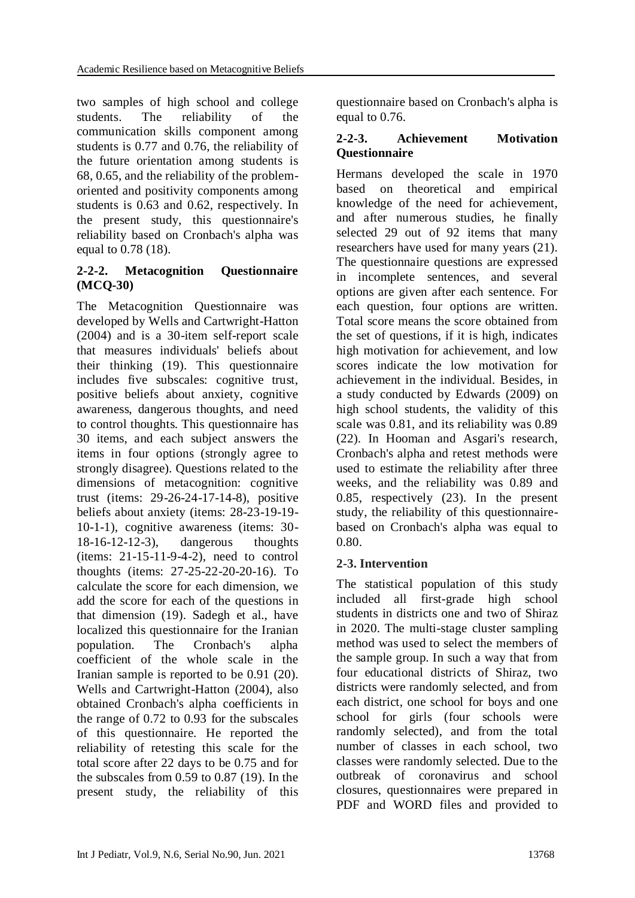two samples of high school and college students. The reliability of the communication skills component among students is 0.77 and 0.76, the reliability of the future orientation among students is 68, 0.65, and the reliability of the problem-oriented and positivity components among students is 0.63 and 0.62, respectively. In the present study, this questionnaire's reliability based on Cronbach's alpha was equal to 0.78 (18).

#### 2-2-2. Metacognition Questionnaire (MCQ-30)

The Metacognition Questionnaire was developed by Wells and Cartwright-Hatton (2004) and is a 30-item self-report scale that measures individuals' beliefs about their thinking (19). This questionnaire includes five subscales: cognitive trust, positive beliefs about anxiety, cognitive awareness, dangerous thoughts, and need to control thoughts. This questionnaire has 30 items, and each subject answers the items in four options (strongly agree to strongly disagree). Questions related to the dimensions of metacognition: cognitive trust (items: 29-26-24-17-14-8), positive beliefs about anxiety (items: 28-23-19-19-10-1-1), cognitive awareness (items: 30-18-16-12-12-3), dangerous thoughts (items: 21-15-11-9-4-2), need to control thoughts (items: 27-25-22-20-20-16). To calculate the score for each dimension, we add the score for each of the questions in that dimension (19). Sadegh et al., have localized this questionnaire for the Iranian population. The Cronbach's alpha coefficient of the whole scale in the Iranian sample is reported to be 0.91 (20). Wells and Cartwright-Hatton (2004), also obtained Cronbach's alpha coefficients in the range of 0.72 to 0.93 for the subscales of this questionnaire. He reported the reliability of retesting this scale for the total score after 22 days to be 0.75 and for the subscales from 0.59 to 0.87 (19). In the present study, the reliability of this questionnaire based on Cronbach's alpha is equal to 0.76.

#### 2-2-3. Achievement Motivation Questionnaire

Hermans developed the scale in 1970 based on theoretical and empirical knowledge of the need for achievement, and after numerous studies, he finally selected 29 out of 92 items that many researchers have used for many years (21). The questionnaire questions are expressed in incomplete sentences, and several options are given after each sentence. For each question, four options are written. Total score means the score obtained from the set of questions, if it is high, indicates high motivation for achievement, and low scores indicate the low motivation for achievement in the individual. Besides, in a study conducted by Edwards (2009) on high school students, the validity of this scale was 0.81, and its reliability was 0.89 (22). In Hooman and Asgari's research, Cronbach's alpha and retest methods were used to estimate the reliability after three weeks, and the reliability was 0.89 and 0.85, respectively (23). In the present study, the reliability of this questionnaire-based on Cronbach's alpha was equal to 0.80.

### 2-3. Intervention

The statistical population of this study included all first-grade high school students in districts one and two of Shiraz in 2020. The multi-stage cluster sampling method was used to select the members of the sample group. In such a way that from four educational districts of Shiraz, two districts were randomly selected, and from each district, one school for boys and one school for girls (four schools were randomly selected), and from the total number of classes in each school, two classes were randomly selected. Due to the outbreak of coronavirus and school closures, questionnaires were prepared in PDF and WORD files and provided to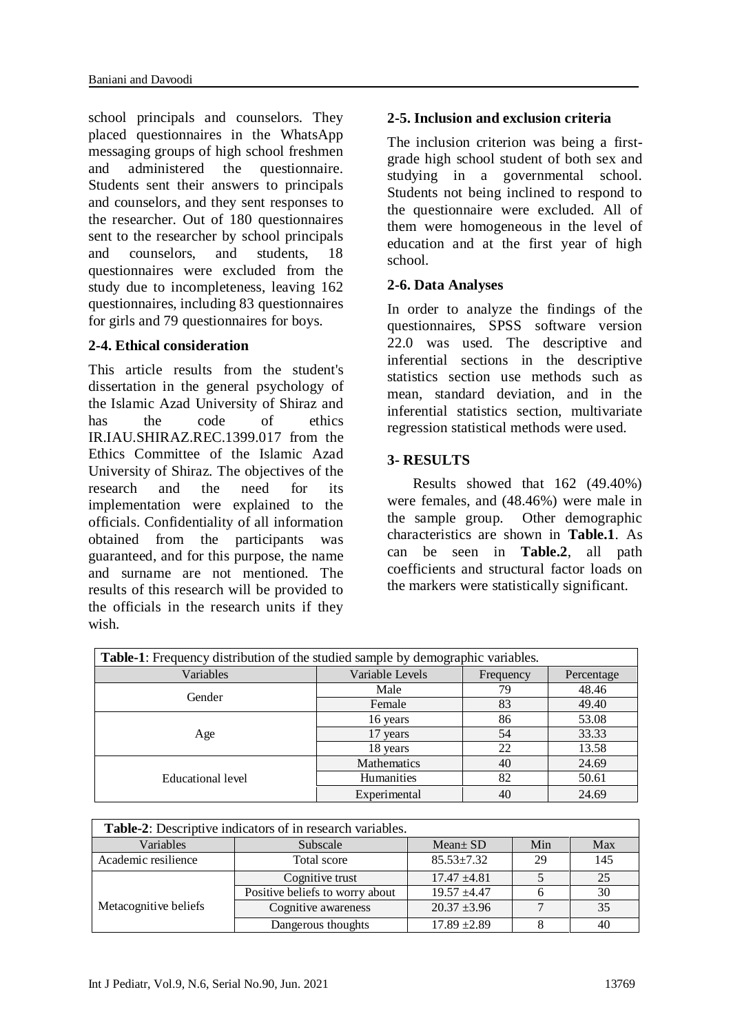school principals and counselors. They placed questionnaires in the WhatsApp messaging groups of high school freshmen and administered the questionnaire. Students sent their answers to principals and counselors, and they sent responses to the researcher. Out of 180 questionnaires sent to the researcher by school principals and counselors, and students, 18 questionnaires were excluded from the study due to incompleteness, leaving 162 questionnaires, including 83 questionnaires for girls and 79 questionnaires for boys.

### 2-4. Ethical consideration

This article results from the student's dissertation in the general psychology of the Islamic Azad University of Shiraz and has the code of ethics IR.IAU.SHIRAZ.REC.1399.017 from the Ethics Committee of the Islamic Azad University of Shiraz. The objectives of the research and the need for its implementation were explained to the officials. Confidentiality of all information obtained from the participants was guaranteed, and for this purpose, the name and surname are not mentioned. The results of this research will be provided to the officials in the research units if they wish.

### 2-5. Inclusion and exclusion criteria

The inclusion criterion was being a first-grade high school student of both sex and studying in a governmental school. Students not being inclined to respond to the questionnaire were excluded. All of them were homogeneous in the level of education and at the first year of high school.

### 2-6. Data Analyses

In order to analyze the findings of the questionnaires, SPSS software version 22.0 was used. The descriptive and inferential sections in the descriptive statistics section use methods such as mean, standard deviation, and in the inferential statistics section, multivariate regression statistical methods were used.

## 3- RESULTS

Results showed that 162 (49.40%) were females, and (48.46%) were male in the sample group. Other demographic characteristics are shown in **Table.1**. As can be seen in **Table.2**, all path coefficients and structural factor loads on the markers were statistically significant.

**Table-1**: Frequency distribution of the studied sample by demographic variables.

| Variables | Variable Levels | Frequency | Percentage |
|---|---|---|---|
| Gender | Male | 79 | 48.46 |
| | Female | 83 | 49.40 |
| Age | 16 years | 86 | 53.08 |
| | 17 years | 54 | 33.33 |
| | 18 years | 22 | 13.58 |
| Educational level | Mathematics | 40 | 24.69 |
| | Humanities | 82 | 50.61 |
| | Experimental | 40 | 24.69 |

**Table-2**: Descriptive indicators of in research variables.

| Variables | Subscale | Mean± SD | Min | Max |
|---|---|---|---|---|
| Academic resilience | Total score | 85.53±7.32 | 29 | 145 |
| Metacognitive beliefs | Cognitive trust | 17.47 ±4.81 | 5 | 25 |
| | Positive beliefs to worry about | 19.57 ±4.47 | 6 | 30 |
| | Cognitive awareness | 20.37 ±3.96 | 7 | 35 |
| | Dangerous thoughts | 17.89 ±2.89 | 8 | 40 |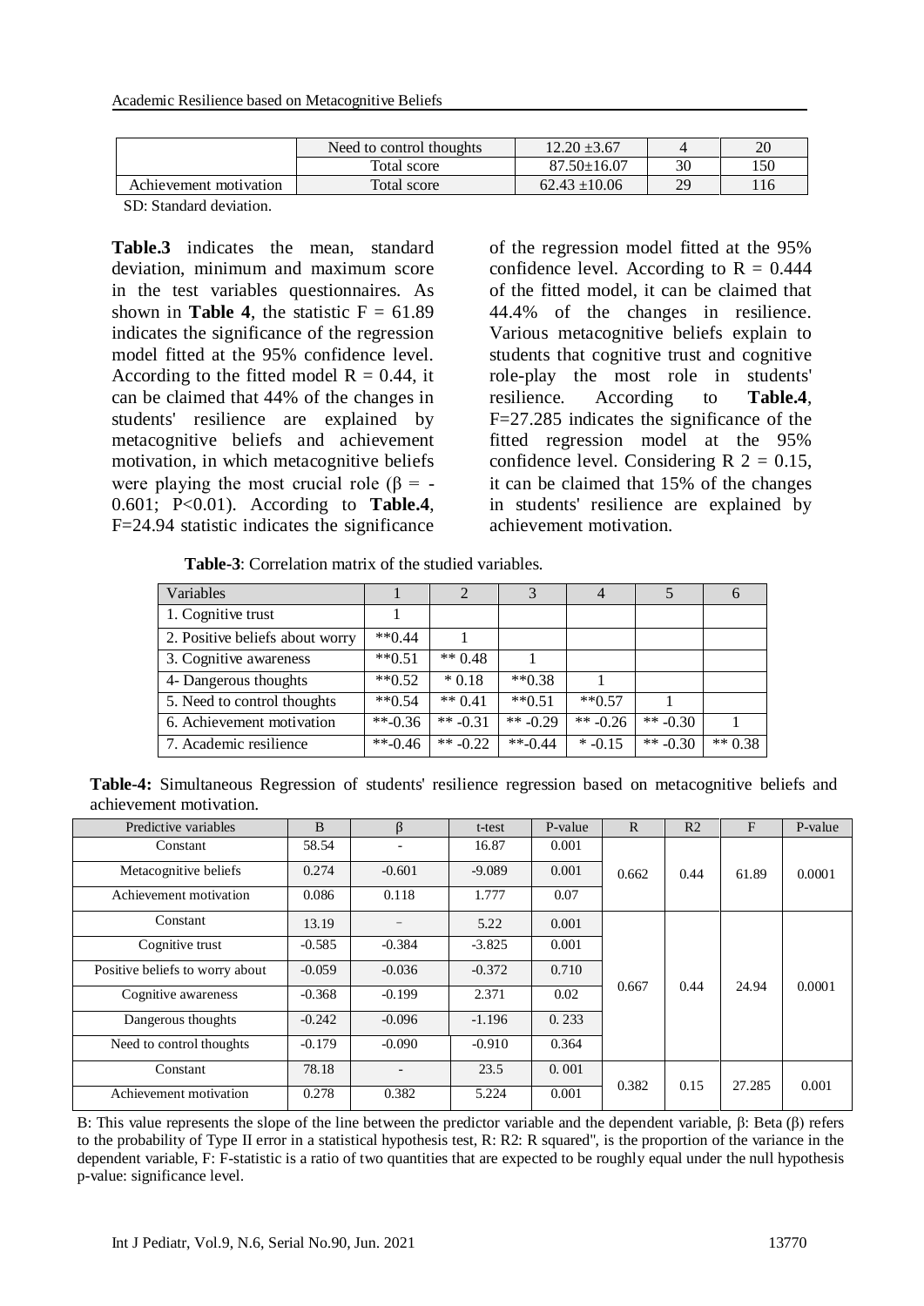| | Need to control thoughts | 12.20 ±3.67 | 4 | 20 |
|---|---|---|---|---|
| | Total score | 87.50±16.07 | 30 | 150 |
| Achievement motivation | Total score | 62.43 ±10.06 | 29 | 116 |

SD: Standard deviation.

**Table.3** indicates the mean, standard deviation, minimum and maximum score in the test variables questionnaires. As shown in **Table 4**, the statistic F = 61.89 indicates the significance of the regression model fitted at the 95% confidence level. According to the fitted model R = 0.44, it can be claimed that 44% of the changes in students' resilience are explained by metacognitive beliefs and achievement motivation, in which metacognitive beliefs were playing the most crucial role (β = -0.601; P<0.01). According to **Table.4**, F=24.94 statistic indicates the significance of the regression model fitted at the 95% confidence level. According to R = 0.444 of the fitted model, it can be claimed that 44.4% of the changes in resilience. Various metacognitive beliefs explain to students that cognitive trust and cognitive role-play the most role in students' resilience. According to **Table.4**, F=27.285 indicates the significance of the fitted regression model at the 95% confidence level. Considering R 2 = 0.15, it can be claimed that 15% of the changes in students' resilience are explained by achievement motivation.

**Table-3**: Correlation matrix of the studied variables.

| Variables | 1 | 2 | 3 | 4 | 5 | 6 |
|---|---|---|---|---|---|---|
| 1. Cognitive trust | 1 | | | | | |
| 2. Positive beliefs about worry | **0.44 | 1 | | | | |
| 3. Cognitive awareness | **0.51 | ** 0.48 | 1 | | | |
| 4- Dangerous thoughts | **0.52 | * 0.18 | **0.38 | 1 | | |
| 5. Need to control thoughts | **0.54 | ** 0.41 | **0.51 | **0.57 | 1 | |
| 6. Achievement motivation | **-0.36 | ** -0.31 | ** -0.29 | ** -0.26 | ** -0.30 | 1 |
| 7. Academic resilience | **-0.46 | ** -0.22 | **-0.44 | * -0.15 | ** -0.30 | ** 0.38 |

**Table-4:** Simultaneous Regression of students' resilience regression based on metacognitive beliefs and achievement motivation.

| Predictive variables | B | β | t-test | P-value | R | R2 | F | P-value |
|---|---|---|---|---|---|---|---|---|
| Constant | 58.54 | - | 16.87 | 0.001 | 0.662 | 0.44 | 61.89 | 0.0001 |
| Metacognitive beliefs | 0.274 | -0.601 | -9.089 | 0.001 | | | | |
| Achievement motivation | 0.086 | 0.118 | 1.777 | 0.07 | | | | |
| Constant | 13.19 | – | 5.22 | 0.001 | 0.667 | 0.44 | 24.94 | 0.0001 |
| Cognitive trust | -0.585 | -0.384 | -3.825 | 0.001 | | | | |
| Positive beliefs to worry about | -0.059 | -0.036 | -0.372 | 0.710 | | | | |
| Cognitive awareness | -0.368 | -0.199 | 2.371 | 0.02 | | | | |
| Dangerous thoughts | -0.242 | -0.096 | -1.196 | 0. 233 | | | | |
| Need to control thoughts | -0.179 | -0.090 | -0.910 | 0.364 | | | | |
| Constant | 78.18 | - | 23.5 | 0. 001 | 0.382 | 0.15 | 27.285 | 0.001 |
| Achievement motivation | 0.278 | 0.382 | 5.224 | 0.001 | | | | |

B: This value represents the slope of the line between the predictor variable and the dependent variable, β: Beta (β) refers to the probability of Type II error in a statistical hypothesis test, R: R2: R squared", is the proportion of the variance in the dependent variable, F: F-statistic is a ratio of two quantities that are expected to be roughly equal under the null hypothesis p-value: significance level.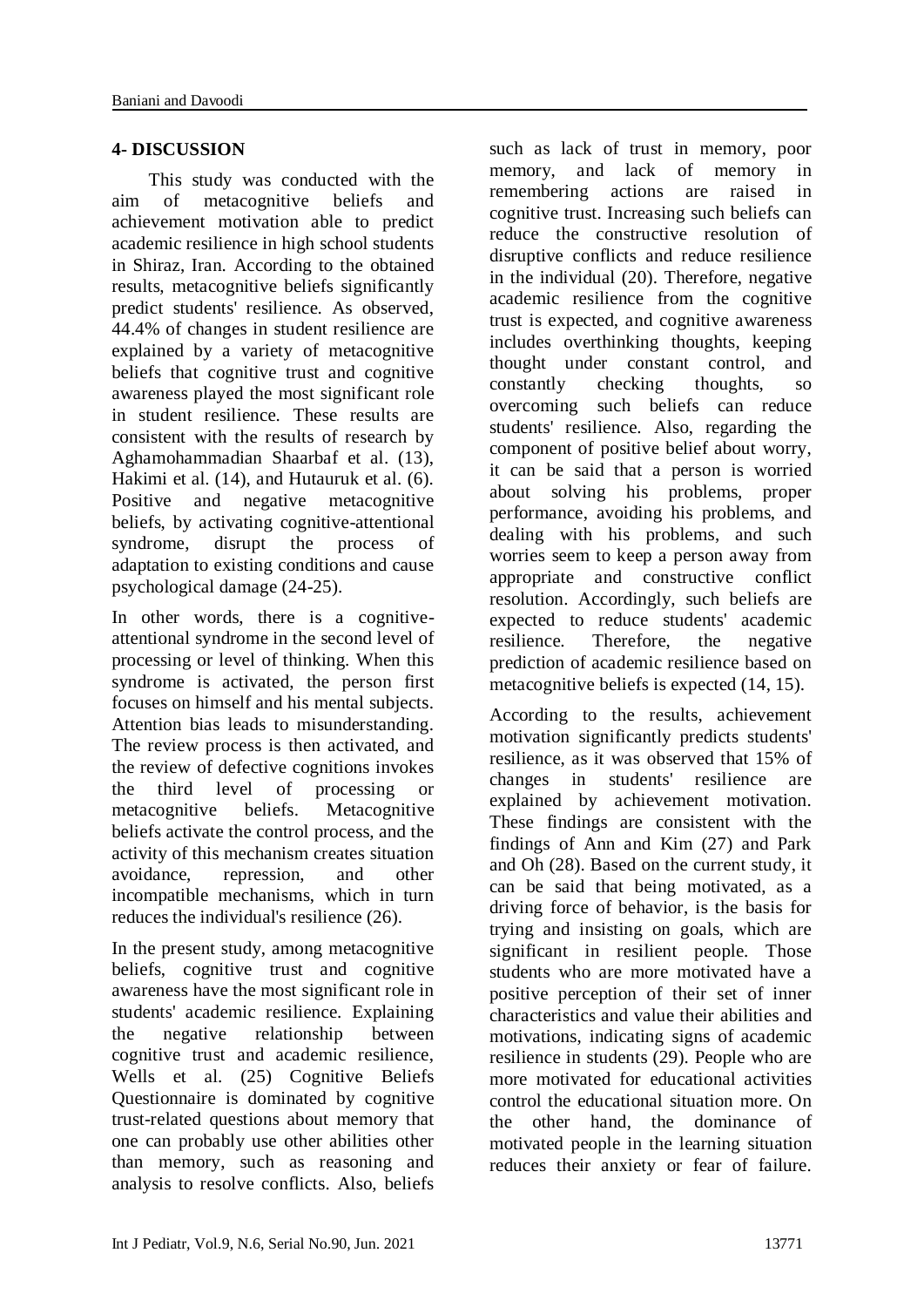## 4- DISCUSSION

This study was conducted with the aim of metacognitive beliefs and achievement motivation able to predict academic resilience in high school students in Shiraz, Iran. According to the obtained results, metacognitive beliefs significantly predict students' resilience. As observed, 44.4% of changes in student resilience are explained by a variety of metacognitive beliefs that cognitive trust and cognitive awareness played the most significant role in student resilience. These results are consistent with the results of research by Aghamohammadian Shaarbaf et al. (13), Hakimi et al. (14), and Hutauruk et al. (6). Positive and negative metacognitive beliefs, by activating cognitive-attentional syndrome, disrupt the process of adaptation to existing conditions and cause psychological damage (24-25).

In other words, there is a cognitive-attentional syndrome in the second level of processing or level of thinking. When this syndrome is activated, the person first focuses on himself and his mental subjects. Attention bias leads to misunderstanding. The review process is then activated, and the review of defective cognitions invokes the third level of processing or metacognitive beliefs. Metacognitive beliefs activate the control process, and the activity of this mechanism creates situation avoidance, repression, and other incompatible mechanisms, which in turn reduces the individual's resilience (26).

In the present study, among metacognitive beliefs, cognitive trust and cognitive awareness have the most significant role in students' academic resilience. Explaining the negative relationship between cognitive trust and academic resilience, Wells et al. (25) Cognitive Beliefs Questionnaire is dominated by cognitive trust-related questions about memory that one can probably use other abilities other than memory, such as reasoning and analysis to resolve conflicts. Also, beliefs such as lack of trust in memory, poor memory, and lack of memory in remembering actions are raised in cognitive trust. Increasing such beliefs can reduce the constructive resolution of disruptive conflicts and reduce resilience in the individual (20). Therefore, negative academic resilience from the cognitive trust is expected, and cognitive awareness includes overthinking thoughts, keeping thought under constant control, and constantly checking thoughts, so overcoming such beliefs can reduce students' resilience. Also, regarding the component of positive belief about worry, it can be said that a person is worried about solving his problems, proper performance, avoiding his problems, and dealing with his problems, and such worries seem to keep a person away from appropriate and constructive conflict resolution. Accordingly, such beliefs are expected to reduce students' academic resilience. Therefore, the negative prediction of academic resilience based on metacognitive beliefs is expected (14, 15).

According to the results, achievement motivation significantly predicts students' resilience, as it was observed that 15% of changes in students' resilience are explained by achievement motivation. These findings are consistent with the findings of Ann and Kim (27) and Park and Oh (28). Based on the current study, it can be said that being motivated, as a driving force of behavior, is the basis for trying and insisting on goals, which are significant in resilient people. Those students who are more motivated have a positive perception of their set of inner characteristics and value their abilities and motivations, indicating signs of academic resilience in students (29). People who are more motivated for educational activities control the educational situation more. On the other hand, the dominance of motivated people in the learning situation reduces their anxiety or fear of failure.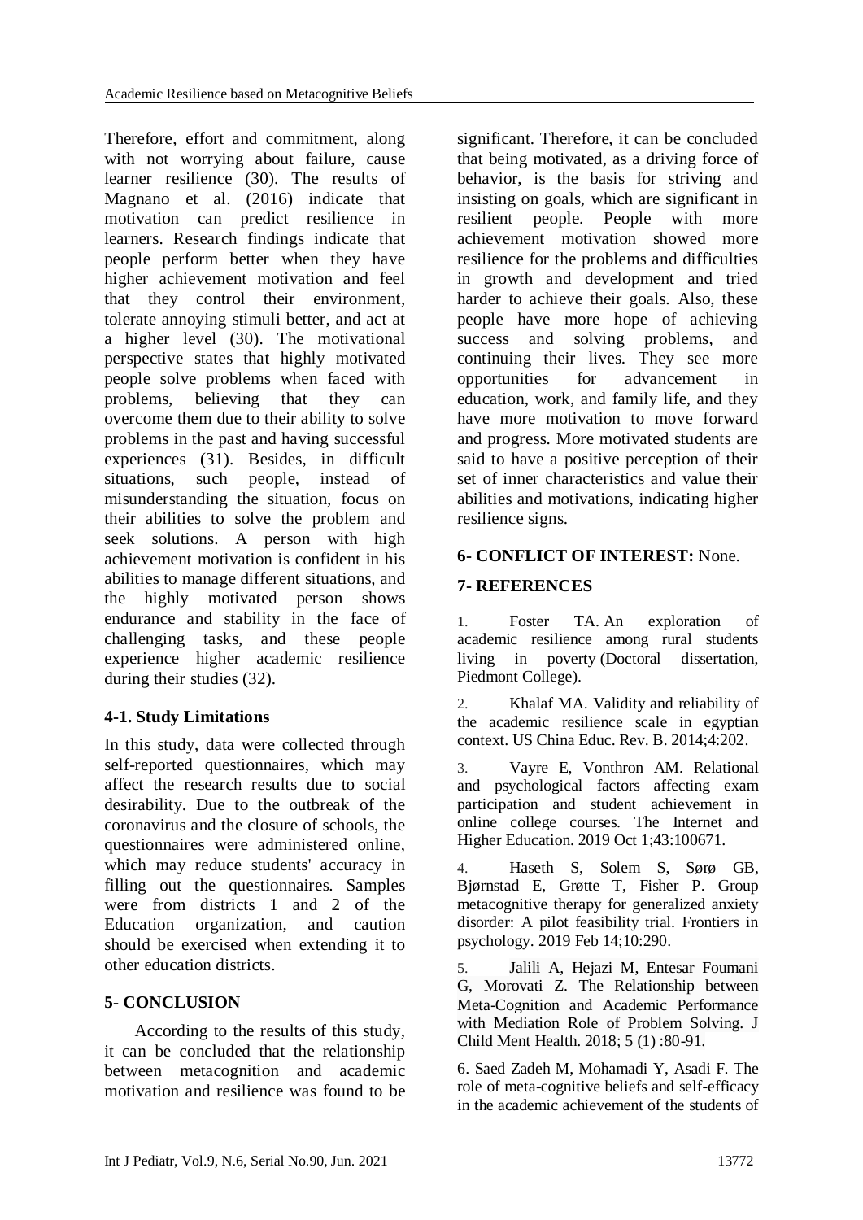Therefore, effort and commitment, along with not worrying about failure, cause learner resilience (30). The results of Magnano et al. (2016) indicate that motivation can predict resilience in learners. Research findings indicate that people perform better when they have higher achievement motivation and feel that they control their environment, tolerate annoying stimuli better, and act at a higher level (30). The motivational perspective states that highly motivated people solve problems when faced with problems, believing that they can overcome them due to their ability to solve problems in the past and having successful experiences (31). Besides, in difficult situations, such people, instead of misunderstanding the situation, focus on their abilities to solve the problem and seek solutions. A person with high achievement motivation is confident in his abilities to manage different situations, and the highly motivated person shows endurance and stability in the face of challenging tasks, and these people experience higher academic resilience during their studies (32).

### 4-1. Study Limitations

In this study, data were collected through self-reported questionnaires, which may affect the research results due to social desirability. Due to the outbreak of the coronavirus and the closure of schools, the questionnaires were administered online, which may reduce students' accuracy in filling out the questionnaires. Samples were from districts 1 and 2 of the Education organization, and caution should be exercised when extending it to other education districts.

## 5- CONCLUSION

According to the results of this study, it can be concluded that the relationship between metacognition and academic motivation and resilience was found to be significant. Therefore, it can be concluded that being motivated, as a driving force of behavior, is the basis for striving and insisting on goals, which are significant in resilient people. People with more achievement motivation showed more resilience for the problems and difficulties in growth and development and tried harder to achieve their goals. Also, these people have more hope of achieving success and solving problems, and continuing their lives. They see more opportunities for advancement in education, work, and family life, and they have more motivation to move forward and progress. More motivated students are said to have a positive perception of their set of inner characteristics and value their abilities and motivations, indicating higher resilience signs.

## 6- CONFLICT OF INTEREST: None.

## 7- REFERENCES

1. Foster TA. An exploration of academic resilience among rural students living in poverty (Doctoral dissertation, Piedmont College).

2. Khalaf MA. Validity and reliability of the academic resilience scale in egyptian context. US China Educ. Rev. B. 2014;4:202.

3. Vayre E, Vonthron AM. Relational and psychological factors affecting exam participation and student achievement in online college courses. The Internet and Higher Education. 2019 Oct 1;43:100671.

4. Haseth S, Solem S, Sørø GB, Bjørnstad E, Grøtte T, Fisher P. Group metacognitive therapy for generalized anxiety disorder: A pilot feasibility trial. Frontiers in psychology. 2019 Feb 14;10:290.

5. Jalili A, Hejazi M, Entesar Foumani G, Morovati Z. The Relationship between Meta-Cognition and Academic Performance with Mediation Role of Problem Solving. J Child Ment Health. 2018; 5 (1) :80-91.

6. Saed Zadeh M, Mohamadi Y, Asadi F. The role of meta-cognitive beliefs and self-efficacy in the academic achievement of the students of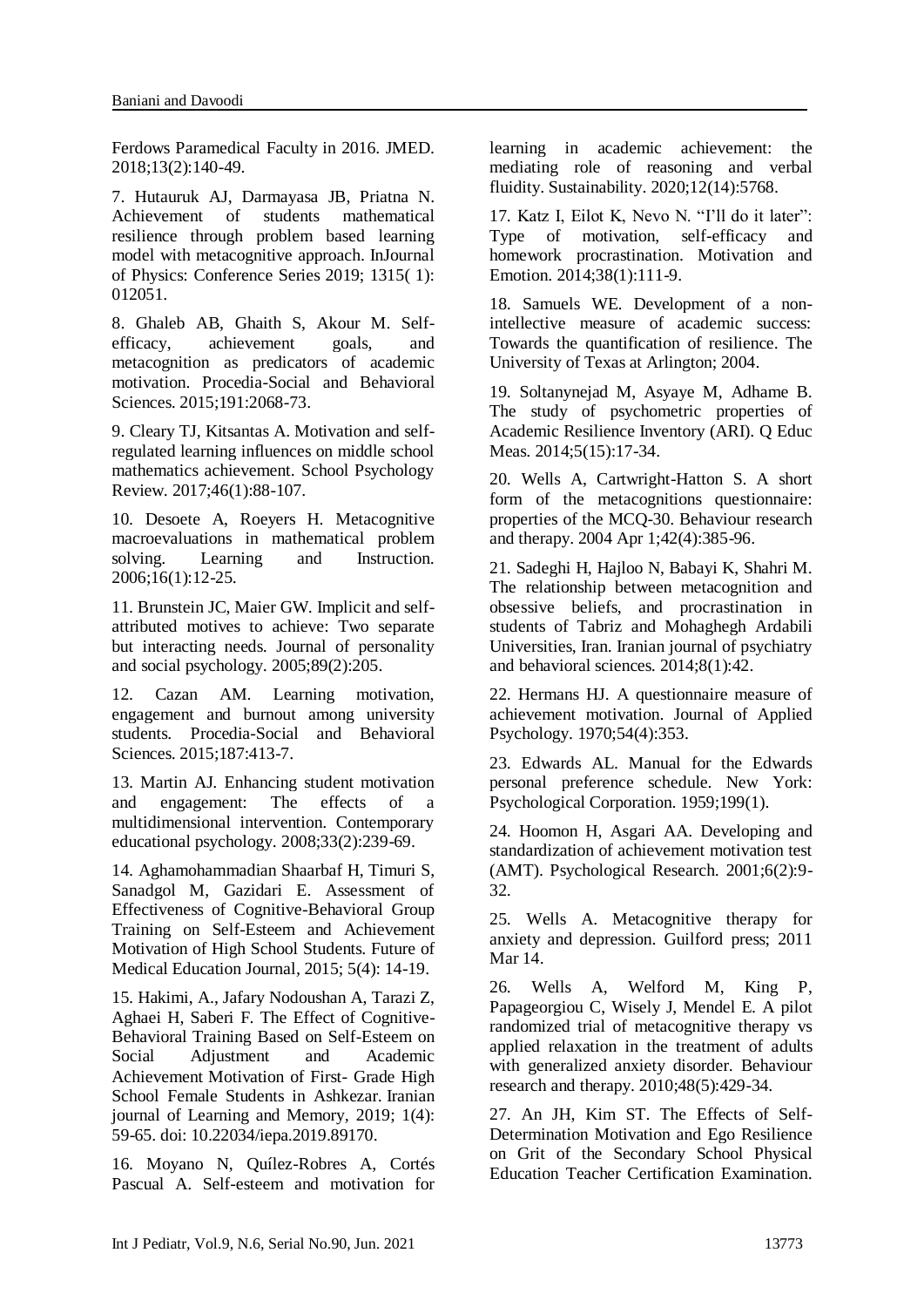Ferdows Paramedical Faculty in 2016. JMED. 2018;13(2):140-49.

7. Hutauruk AJ, Darmayasa JB, Priatna N. Achievement of students mathematical resilience through problem based learning model with metacognitive approach. InJournal of Physics: Conference Series 2019; 1315( 1): 012051.

8. Ghaleb AB, Ghaith S, Akour M. Self-efficacy, achievement goals, and metacognition as predicators of academic motivation. Procedia-Social and Behavioral Sciences. 2015;191:2068-73.

9. Cleary TJ, Kitsantas A. Motivation and self-regulated learning influences on middle school mathematics achievement. School Psychology Review. 2017;46(1):88-107.

10. Desoete A, Roeyers H. Metacognitive macroevaluations in mathematical problem solving. Learning and Instruction. 2006;16(1):12-25.

11. Brunstein JC, Maier GW. Implicit and self-attributed motives to achieve: Two separate but interacting needs. Journal of personality and social psychology. 2005;89(2):205.

12. Cazan AM. Learning motivation, engagement and burnout among university students. Procedia-Social and Behavioral Sciences. 2015;187:413-7.

13. Martin AJ. Enhancing student motivation and engagement: The effects of a multidimensional intervention. Contemporary educational psychology. 2008;33(2):239-69.

14. Aghamohammadian Shaarbaf H, Timuri S, Sanadgol M, Gazidari E. Assessment of Effectiveness of Cognitive-Behavioral Group Training on Self-Esteem and Achievement Motivation of High School Students. Future of Medical Education Journal, 2015; 5(4): 14-19.

15. Hakimi, A., Jafary Nodoushan A, Tarazi Z, Aghaei H, Saberi F. The Effect of Cognitive-Behavioral Training Based on Self-Esteem on Social Adjustment and Academic Achievement Motivation of First- Grade High School Female Students in Ashkezar. Iranian journal of Learning and Memory, 2019; 1(4): 59-65. doi: 10.22034/iepa.2019.89170.

16. Moyano N, Quílez-Robres A, Cortés Pascual A. Self-esteem and motivation for learning in academic achievement: the mediating role of reasoning and verbal fluidity. Sustainability. 2020;12(14):5768.

17. Katz I, Eilot K, Nevo N. "I'll do it later": Type of motivation, self-efficacy and homework procrastination. Motivation and Emotion. 2014;38(1):111-9.

18. Samuels WE. Development of a non-intellective measure of academic success: Towards the quantification of resilience. The University of Texas at Arlington; 2004.

19. Soltanynejad M, Asyaye M, Adhame B. The study of psychometric properties of Academic Resilience Inventory (ARI). Q Educ Meas. 2014;5(15):17-34.

20. Wells A, Cartwright-Hatton S. A short form of the metacognitions questionnaire: properties of the MCQ-30. Behaviour research and therapy. 2004 Apr 1;42(4):385-96.

21. Sadeghi H, Hajloo N, Babayi K, Shahri M. The relationship between metacognition and obsessive beliefs, and procrastination in students of Tabriz and Mohaghegh Ardabili Universities, Iran. Iranian journal of psychiatry and behavioral sciences. 2014;8(1):42.

22. Hermans HJ. A questionnaire measure of achievement motivation. Journal of Applied Psychology. 1970;54(4):353.

23. Edwards AL. Manual for the Edwards personal preference schedule. New York: Psychological Corporation. 1959;199(1).

24. Hoomon H, Asgari AA. Developing and standardization of achievement motivation test (AMT). Psychological Research. 2001;6(2):9-32.

25. Wells A. Metacognitive therapy for anxiety and depression. Guilford press; 2011 Mar 14.

26. Wells A, Welford M, King P, Papageorgiou C, Wisely J, Mendel E. A pilot randomized trial of metacognitive therapy vs applied relaxation in the treatment of adults with generalized anxiety disorder. Behaviour research and therapy. 2010;48(5):429-34.

27. An JH, Kim ST. The Effects of Self-Determination Motivation and Ego Resilience on Grit of the Secondary School Physical Education Teacher Certification Examination.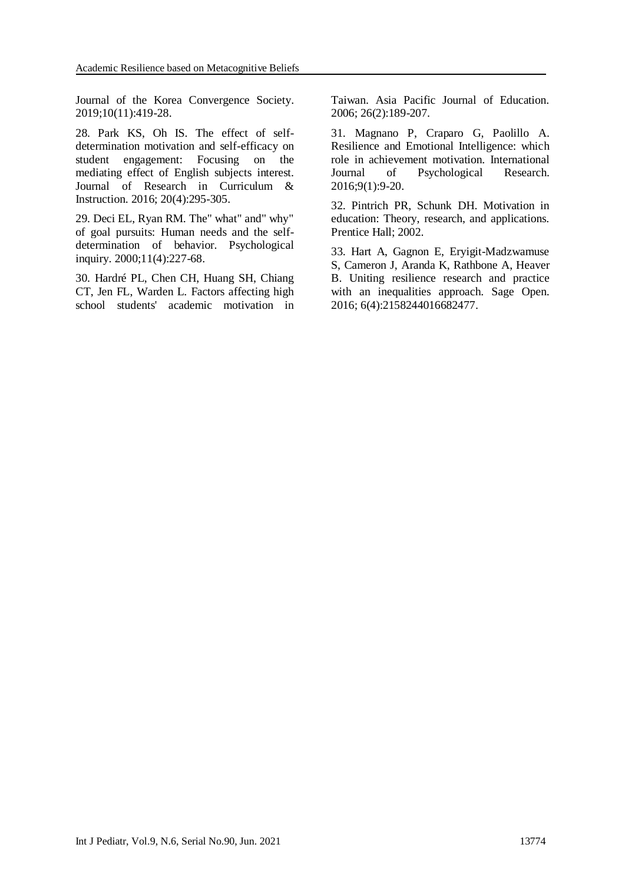Journal of the Korea Convergence Society. 2019;10(11):419-28.

28. Park KS, Oh IS. The effect of self-determination motivation and self-efficacy on student engagement: Focusing on the mediating effect of English subjects interest. Journal of Research in Curriculum & Instruction. 2016; 20(4):295-305.

29. Deci EL, Ryan RM. The" what" and" why" of goal pursuits: Human needs and the self-determination of behavior. Psychological inquiry. 2000;11(4):227-68.

30. Hardré PL, Chen CH, Huang SH, Chiang CT, Jen FL, Warden L. Factors affecting high school students' academic motivation in Taiwan. Asia Pacific Journal of Education. 2006; 26(2):189-207.

31. Magnano P, Craparo G, Paolillo A. Resilience and Emotional Intelligence: which role in achievement motivation. International Journal of Psychological Research. 2016;9(1):9-20.

32. Pintrich PR, Schunk DH. Motivation in education: Theory, research, and applications. Prentice Hall; 2002.

33. Hart A, Gagnon E, Eryigit-Madzwamuse S, Cameron J, Aranda K, Rathbone A, Heaver B. Uniting resilience research and practice with an inequalities approach. Sage Open. 2016; 6(4):2158244016682477.